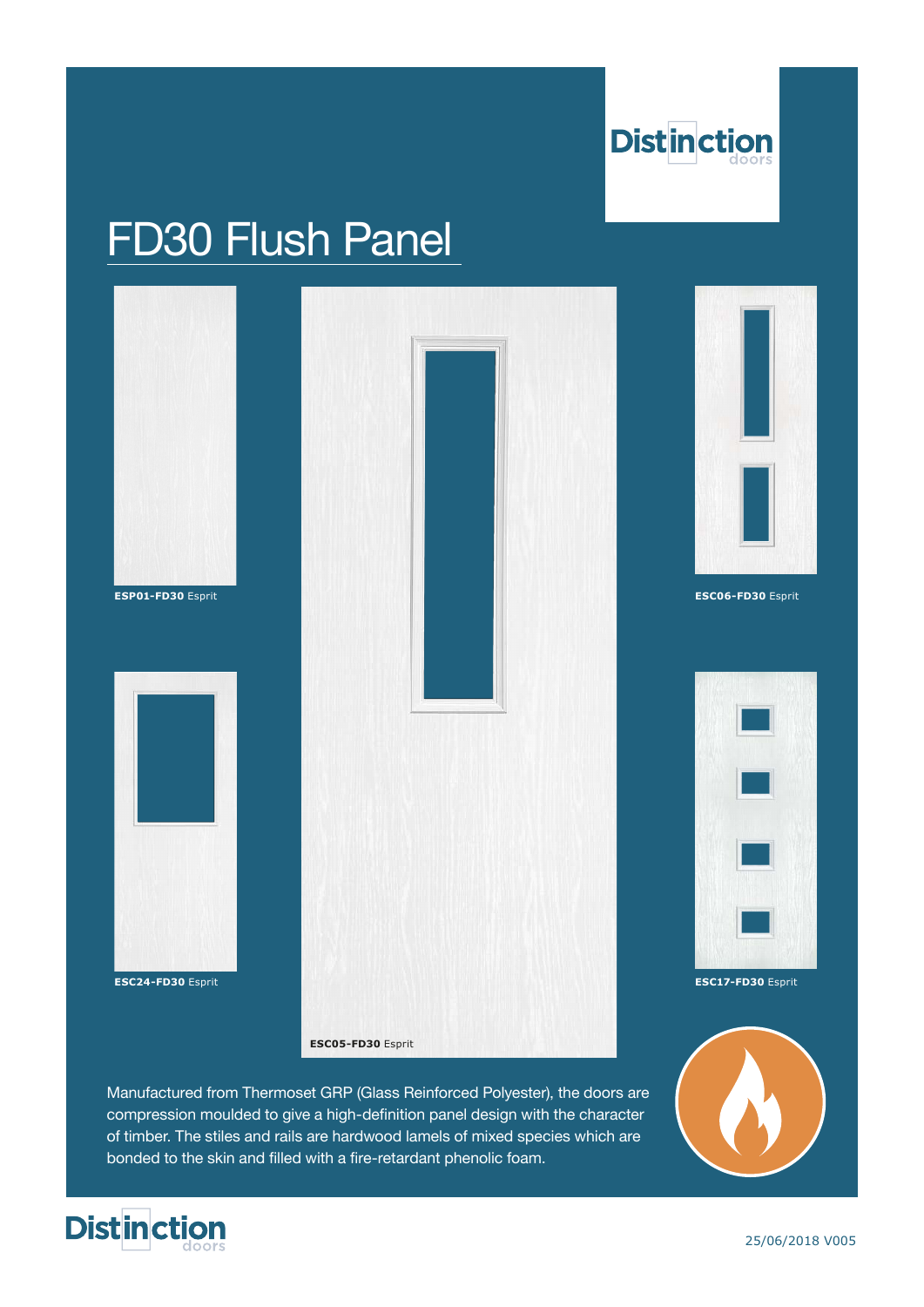Distinction doors

# FD30 Flush Panel

**ESP01-FD30** Esprit

**ESC06-FD30** Esprit

**ESC24-FD30** Esprit

**ESC17-FD30** Esprit

**ESC05-FD30** Esprit

Manufactured from Thermoset GRP (Glass Reinforced Polyester), the doors are compression moulded to give a high-definition panel design with the character of timber. The stiles and rails are hardwood lamels of mixed species which are bonded to the skin and filled with a fire-retardant phenolic foam.

Distinction doors

25/06/2018 V005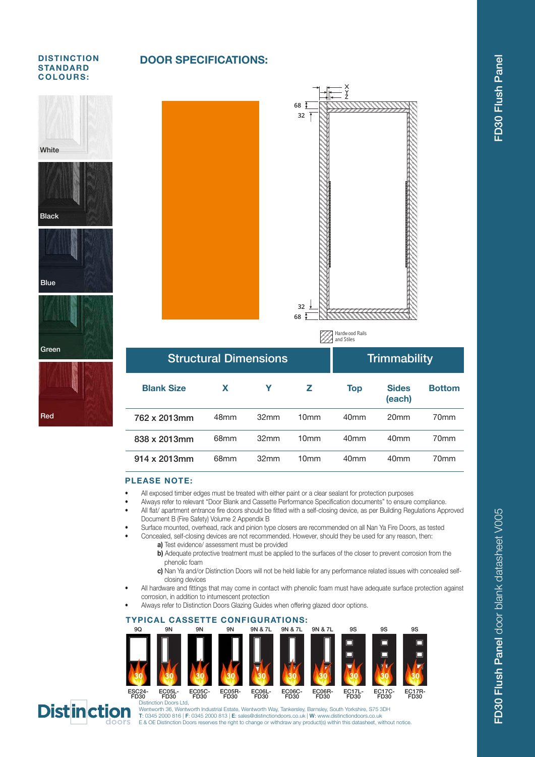## DISTINCTION STANDARD COLOURS:

White

Black

Blue

Green

Red

## DOOR SPECIFICATIONS:

X
Y
Z

68
32

32
68

Hardwood Rails and Stiles

| Structural Dimensions | | | | Trimmability | | |
|---|---|---|---|---|---|---|
| **Blank Size** | **X** | **Y** | **Z** | **Top** | **Sides (each)** | **Bottom** |
| 762 x 2013mm | 48mm | 32mm | 10mm | 40mm | 20mm | 70mm |
| 838 x 2013mm | 68mm | 32mm | 10mm | 40mm | 40mm | 70mm |
| 914 x 2013mm | 68mm | 32mm | 10mm | 40mm | 40mm | 70mm |

### PLEASE NOTE:

- All exposed timber edges must be treated with either paint or a clear sealant for protection purposes
- Always refer to relevant "Door Blank and Cassette Performance Specification documents" to ensure compliance.
- All flat/ apartment entrance fire doors should be fitted with a self-closing device, as per Building Regulations Approved Document B (Fire Safety) Volume 2 Appendix B
- Surface mounted, overhead, rack and pinion type closers are recommended on all Nan Ya Fire Doors, as tested
- Concealed, self-closing devices are not recommended. However, should they be used for any reason, then:
  - **a)** Test evidence/ assessment must be provided
  - **b)** Adequate protective treatment must be applied to the surfaces of the closer to prevent corrosion from the phenolic foam
  - **c)** Nan Ya and/or Distinction Doors will not be held liable for any performance related issues with concealed self-closing devices
- All hardware and fittings that may come in contact with phenolic foam must have adequate surface protection against corrosion, in addition to intumescent protection
- Always refer to Distinction Doors Glazing Guides when offering glazed door options.

### TYPICAL CASSETTE CONFIGURATIONS:

| | | | | | | | | | |
|---|---|---|---|---|---|---|---|---|---|
| 9Q | 9N | 9N | 9N | 9N & 7L | 9N & 7L | 9N & 7L | 9S | 9S | 9S |
| ESC24-FD30 | EC05L-FD30 | EC05C-FD30 | EC05R-FD30 | EC06L-FD30 | EC06C-FD30 | EC06R-FD30 | EC17L-FD30 | EC17C-FD30 | EC17R-FD30 |

Distinction doors

Distinction Doors Ltd,
Wentworth 36, Wentworth Industrial Estate, Wentworth Way, Tankersley, Barnsley, South Yorkshire, S75 3DH
T: 0345 2000 816 | F: 0345 2000 813 | E: sales@distinctiondoors.co.uk | W: www.distinctiondoors.co.uk
E & OE Distinction Doors reserves the right to change or withdraw any product(s) within this datasheet, without notice.